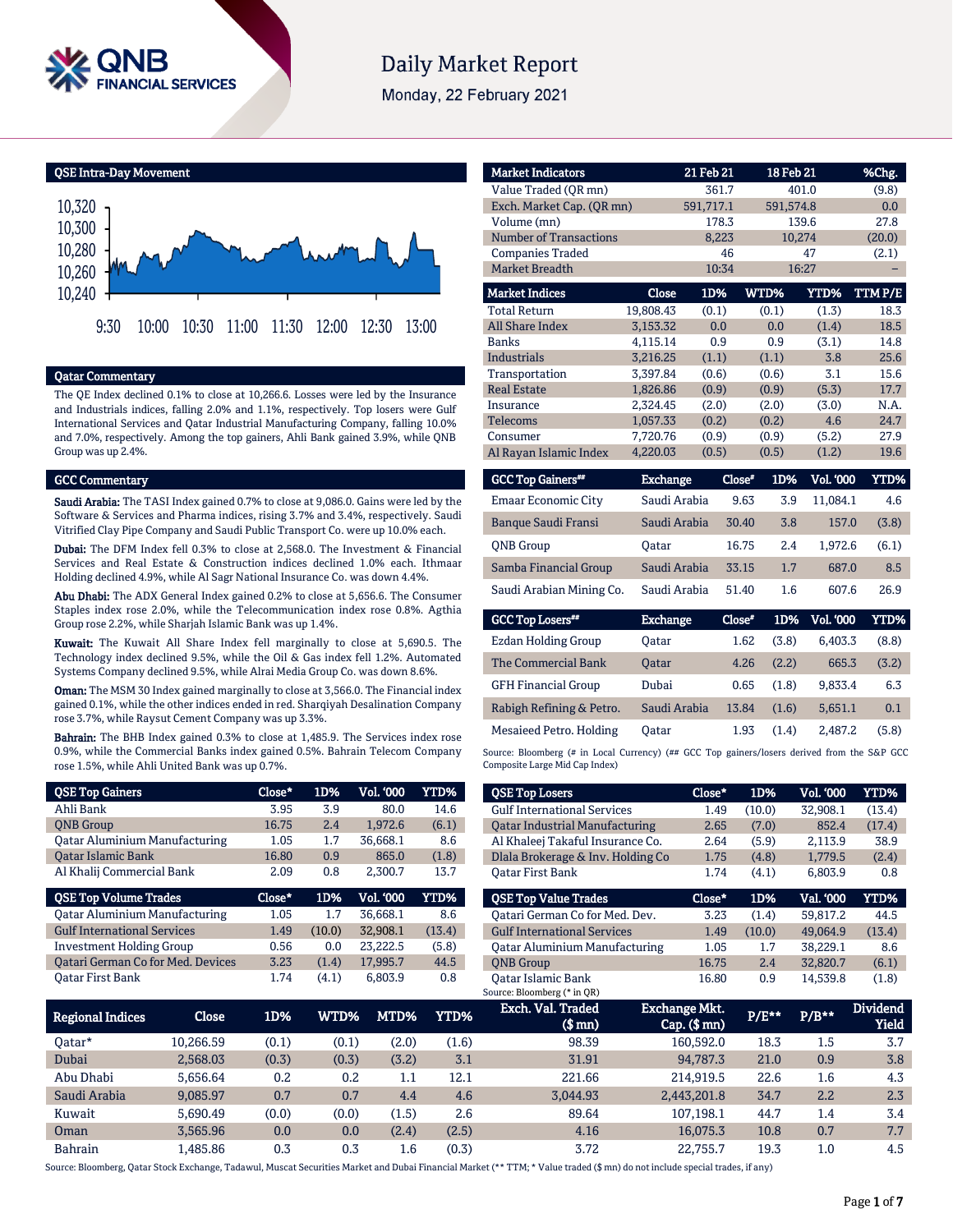# Daily Market Report

Monday, 22 February 2021

## QSE Intra-Day Movement

## Qatar Commentary

The QE Index declined 0.1% to close at 10,266.6. Losses were led by the Insurance and Industrials indices, falling 2.0% and 1.1%, respectively. Top losers were Gulf International Services and Qatar Industrial Manufacturing Company, falling 10.0% and 7.0%, respectively. Among the top gainers, Ahli Bank gained 3.9%, while QNB Group was up 2.4%.

## GCC Commentary

**Saudi Arabia:** The TASI Index gained 0.7% to close at 9,086.0. Gains were led by the Software & Services and Pharma indices, rising 3.7% and 3.4%, respectively. Saudi Vitrified Clay Pipe Company and Saudi Public Transport Co. were up 10.0% each.

**Dubai:** The DFM Index fell 0.3% to close at 2,568.0. The Investment & Financial Services and Real Estate & Construction indices declined 1.0% each. Ithmaar Holding declined 4.9%, while Al Sagr National Insurance Co. was down 4.4%.

**Abu Dhabi:** The ADX General Index gained 0.2% to close at 5,656.6. The Consumer Staples index rose 2.0%, while the Telecommunication index rose 0.8%. Agthia Group rose 2.2%, while Sharjah Islamic Bank was up 1.4%.

**Kuwait:** The Kuwait All Share Index fell marginally to close at 5,690.5. The Technology index declined 9.5%, while the Oil & Gas index fell 1.2%. Automated Systems Company declined 9.5%, while Alrai Media Group Co. was down 8.6%.

**Oman:** The MSM 30 Index gained marginally to close at 3,566.0. The Financial index gained 0.1%, while the other indices ended in red. Sharqiyah Desalination Company rose 3.7%, while Raysut Cement Company was up 3.3%.

**Bahrain:** The BHB Index gained 0.3% to close at 1,485.9. The Services index rose 0.9%, while the Commercial Banks index gained 0.5%. Bahrain Telecom Company rose 1.5%, while Ahli United Bank was up 0.7%.

| QSE Top Gainers | Close* | 1D% | Vol. '000 | YTD% |
|---|---|---|---|---|
| Ahli Bank | 3.95 | 3.9 | 80.0 | 14.6 |
| QNB Group | 16.75 | 2.4 | 1,972.6 | (6.1) |
| Qatar Aluminium Manufacturing | 1.05 | 1.7 | 36,668.1 | 8.6 |
| Qatar Islamic Bank | 16.80 | 0.9 | 865.0 | (1.8) |
| Al Khalij Commercial Bank | 2.09 | 0.8 | 2,300.7 | 13.7 |

| QSE Top Volume Trades | Close* | 1D% | Vol. '000 | YTD% |
|---|---|---|---|---|
| Qatar Aluminium Manufacturing | 1.05 | 1.7 | 36,668.1 | 8.6 |
| Gulf International Services | 1.49 | (10.0) | 32,908.1 | (13.4) |
| Investment Holding Group | 0.56 | 0.0 | 23,222.5 | (5.8) |
| Qatari German Co for Med. Devices | 3.23 | (1.4) | 17,995.7 | 44.5 |
| Qatar First Bank | 1.74 | (4.1) | 6,803.9 | 0.8 |

| Market Indicators | 21 Feb 21 | 18 Feb 21 | %Chg. |
|---|---|---|---|
| Value Traded (QR mn) | 361.7 | 401.0 | (9.8) |
| Exch. Market Cap. (QR mn) | 591,717.1 | 591,574.8 | 0.0 |
| Volume (mn) | 178.3 | 139.6 | 27.8 |
| Number of Transactions | 8,223 | 10,274 | (20.0) |
| Companies Traded | 46 | 47 | (2.1) |
| Market Breadth | 10:34 | 16:27 | – |

| Market Indices | Close | 1D% | WTD% | YTD% | TTM P/E |
|---|---|---|---|---|---|
| Total Return | 19,808.43 | (0.1) | (0.1) | (1.3) | 18.3 |
| All Share Index | 3,153.32 | 0.0 | 0.0 | (1.4) | 18.5 |
| Banks | 4,115.14 | 0.9 | 0.9 | (3.1) | 14.8 |
| Industrials | 3,216.25 | (1.1) | (1.1) | 3.8 | 25.6 |
| Transportation | 3,397.84 | (0.6) | (0.6) | 3.1 | 15.6 |
| Real Estate | 1,826.86 | (0.9) | (0.9) | (5.3) | 17.7 |
| Insurance | 2,324.45 | (2.0) | (2.0) | (3.0) | N.A. |
| Telecoms | 1,057.33 | (0.2) | (0.2) | 4.6 | 24.7 |
| Consumer | 7,720.76 | (0.9) | (0.9) | (5.2) | 27.9 |
| Al Rayan Islamic Index | 4,220.03 | (0.5) | (0.5) | (1.2) | 19.6 |

| GCC Top Gainers## | Exchange | Close# | 1D% | Vol. '000 | YTD% |
|---|---|---|---|---|---|
| Emaar Economic City | Saudi Arabia | 9.63 | 3.9 | 11,084.1 | 4.6 |
| Banque Saudi Fransi | Saudi Arabia | 30.40 | 3.8 | 157.0 | (3.8) |
| QNB Group | Qatar | 16.75 | 2.4 | 1,972.6 | (6.1) |
| Samba Financial Group | Saudi Arabia | 33.15 | 1.7 | 687.0 | 8.5 |
| Saudi Arabian Mining Co. | Saudi Arabia | 51.40 | 1.6 | 607.6 | 26.9 |

| GCC Top Losers## | Exchange | Close# | 1D% | Vol. '000 | YTD% |
|---|---|---|---|---|---|
| Ezdan Holding Group | Qatar | 1.62 | (3.8) | 6,403.3 | (8.8) |
| The Commercial Bank | Qatar | 4.26 | (2.2) | 665.3 | (3.2) |
| GFH Financial Group | Dubai | 0.65 | (1.8) | 9,833.4 | 6.3 |
| Rabigh Refining & Petro. | Saudi Arabia | 13.84 | (1.6) | 5,651.1 | 0.1 |
| Mesaieed Petro. Holding | Qatar | 1.93 | (1.4) | 2,487.2 | (5.8) |

Source: Bloomberg (# in Local Currency) (## GCC Top gainers/losers derived from the S&P GCC Composite Large Mid Cap Index)

| QSE Top Losers | Close* | 1D% | Vol. '000 | YTD% |
|---|---|---|---|---|
| Gulf International Services | 1.49 | (10.0) | 32,908.1 | (13.4) |
| Qatar Industrial Manufacturing | 2.65 | (7.0) | 852.4 | (17.4) |
| Al Khaleej Takaful Insurance Co. | 2.64 | (5.9) | 2,113.9 | 38.9 |
| Dlala Brokerage & Inv. Holding Co | 1.75 | (4.8) | 1,779.5 | (2.4) |
| Qatar First Bank | 1.74 | (4.1) | 6,803.9 | 0.8 |

| QSE Top Value Trades | Close* | 1D% | Val. '000 | YTD% |
|---|---|---|---|---|
| Qatari German Co for Med. Dev. | 3.23 | (1.4) | 59,817.2 | 44.5 |
| Gulf International Services | 1.49 | (10.0) | 49,064.9 | (13.4) |
| Qatar Aluminium Manufacturing | 1.05 | 1.7 | 38,229.1 | 8.6 |
| QNB Group | 16.75 | 2.4 | 32,820.7 | (6.1) |
| Qatar Islamic Bank | 16.80 | 0.9 | 14,539.8 | (1.8) |

Source: Bloomberg (* in QR)

| Regional Indices | Close | 1D% | WTD% | MTD% | YTD% | Exch. Val. Traded ($ mn) | Exchange Mkt. Cap. ($ mn) | P/E** | P/B** | Dividend Yield |
|---|---|---|---|---|---|---|---|---|---|---|
| Qatar* | 10,266.59 | (0.1) | (0.1) | (2.0) | (1.6) | 98.39 | 160,592.0 | 18.3 | 1.5 | 3.7 |
| Dubai | 2,568.03 | (0.3) | (0.3) | (3.2) | 3.1 | 31.91 | 94,787.3 | 21.0 | 0.9 | 3.8 |
| Abu Dhabi | 5,656.64 | 0.2 | 0.2 | 1.1 | 12.1 | 221.66 | 214,919.5 | 22.6 | 1.6 | 4.3 |
| Saudi Arabia | 9,085.97 | 0.7 | 0.7 | 4.4 | 4.6 | 3,044.93 | 2,443,201.8 | 34.7 | 2.2 | 2.3 |
| Kuwait | 5,690.49 | (0.0) | (0.0) | (1.5) | 2.6 | 89.64 | 107,198.1 | 44.7 | 1.4 | 3.4 |
| Oman | 3,565.96 | 0.0 | 0.0 | (2.4) | (2.5) | 4.16 | 16,075.3 | 10.8 | 0.7 | 7.7 |
| Bahrain | 1,485.86 | 0.3 | 0.3 | 1.6 | (0.3) | 3.72 | 22,755.7 | 19.3 | 1.0 | 4.5 |

Source: Bloomberg, Qatar Stock Exchange, Tadawul, Muscat Securities Market and Dubai Financial Market (** TTM; * Value traded ($ mn) do not include special trades, if any)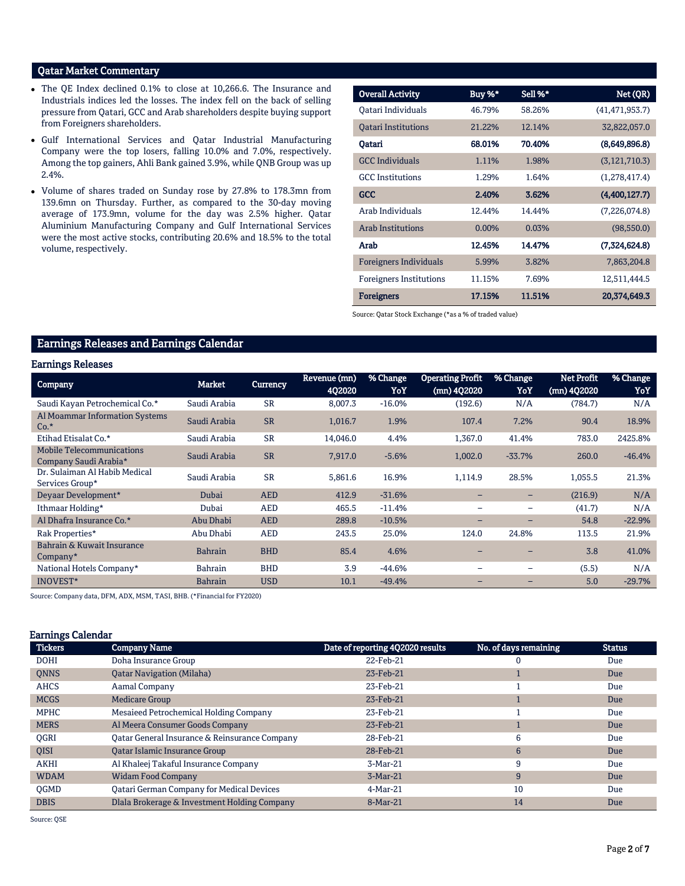## Qatar Market Commentary

- The QE Index declined 0.1% to close at 10,266.6. The Insurance and Industrials indices led the losses. The index fell on the back of selling pressure from Qatari, GCC and Arab shareholders despite buying support from Foreigners shareholders.
- Gulf International Services and Qatar Industrial Manufacturing Company were the top losers, falling 10.0% and 7.0%, respectively. Among the top gainers, Ahli Bank gained 3.9%, while QNB Group was up 2.4%.
- Volume of shares traded on Sunday rose by 27.8% to 178.3mn from 139.6mn on Thursday. Further, as compared to the 30-day moving average of 173.9mn, volume for the day was 2.5% higher. Qatar Aluminium Manufacturing Company and Gulf International Services were the most active stocks, contributing 20.6% and 18.5% to the total volume, respectively.

| Overall Activity | Buy %* | Sell %* | Net (QR) |
|---|---|---|---|
| Qatari Individuals | 46.79% | 58.26% | (41,471,953.7) |
| Qatari Institutions | 21.22% | 12.14% | 32,822,057.0 |
| **Qatari** | **68.01%** | **70.40%** | **(8,649,896.8)** |
| GCC Individuals | 1.11% | 1.98% | (3,121,710.3) |
| GCC Institutions | 1.29% | 1.64% | (1,278,417.4) |
| **GCC** | **2.40%** | **3.62%** | **(4,400,127.7)** |
| Arab Individuals | 12.44% | 14.44% | (7,226,074.8) |
| Arab Institutions | 0.00% | 0.03% | (98,550.0) |
| **Arab** | **12.45%** | **14.47%** | **(7,324,624.8)** |
| Foreigners Individuals | 5.99% | 3.82% | 7,863,204.8 |
| Foreigners Institutions | 11.15% | 7.69% | 12,511,444.5 |
| **Foreigners** | **17.15%** | **11.51%** | **20,374,649.3** |

Source: Qatar Stock Exchange (*as a % of traded value)

## Earnings Releases and Earnings Calendar

### Earnings Releases

| Company | Market | Currency | Revenue (mn) 4Q2020 | % Change YoY | Operating Profit (mn) 4Q2020 | % Change YoY | Net Profit (mn) 4Q2020 | % Change YoY |
|---|---|---|---|---|---|---|---|---|
| Saudi Kayan Petrochemical Co.* | Saudi Arabia | SR | 8,007.3 | -16.0% | (192.6) | N/A | (784.7) | N/A |
| Al Moammar Information Systems Co.* | Saudi Arabia | SR | 1,016.7 | 1.9% | 107.4 | 7.2% | 90.4 | 18.9% |
| Etihad Etisalat Co.* | Saudi Arabia | SR | 14,046.0 | 4.4% | 1,367.0 | 41.4% | 783.0 | 2425.8% |
| Mobile Telecommunications Company Saudi Arabia* | Saudi Arabia | SR | 7,917.0 | -5.6% | 1,002.0 | -33.7% | 260.0 | -46.4% |
| Dr. Sulaiman Al Habib Medical Services Group* | Saudi Arabia | SR | 5,861.6 | 16.9% | 1,114.9 | 28.5% | 1,055.5 | 21.3% |
| Deyaar Development* | Dubai | AED | 412.9 | -31.6% | – | – | (216.9) | N/A |
| Ithmaar Holding* | Dubai | AED | 465.5 | -11.4% | – | – | (41.7) | N/A |
| Al Dhafra Insurance Co.* | Abu Dhabi | AED | 289.8 | -10.5% | – | – | 54.8 | -22.9% |
| Rak Properties* | Abu Dhabi | AED | 243.5 | 25.0% | 124.0 | 24.8% | 113.5 | 21.9% |
| Bahrain & Kuwait Insurance Company* | Bahrain | BHD | 85.4 | 4.6% | – | – | 3.8 | 41.0% |
| National Hotels Company* | Bahrain | BHD | 3.9 | -44.6% | – | – | (5.5) | N/A |
| INOVEST* | Bahrain | USD | 10.1 | -49.4% | – | – | 5.0 | -29.7% |

Source: Company data, DFM, ADX, MSM, TASI, BHB. (*Financial for FY2020)

### Earnings Calendar

| Tickers | Company Name | Date of reporting 4Q2020 results | No. of days remaining | Status |
|---|---|---|---|---|
| DOHI | Doha Insurance Group | 22-Feb-21 | 0 | Due |
| QNNS | Qatar Navigation (Milaha) | 23-Feb-21 | 1 | Due |
| AHCS | Aamal Company | 23-Feb-21 | 1 | Due |
| MCGS | Medicare Group | 23-Feb-21 | 1 | Due |
| MPHC | Mesaieed Petrochemical Holding Company | 23-Feb-21 | 1 | Due |
| MERS | Al Meera Consumer Goods Company | 23-Feb-21 | 1 | Due |
| QGRI | Qatar General Insurance & Reinsurance Company | 28-Feb-21 | 6 | Due |
| QISI | Qatar Islamic Insurance Group | 28-Feb-21 | 6 | Due |
| AKHI | Al Khaleej Takaful Insurance Company | 3-Mar-21 | 9 | Due |
| WDAM | Widam Food Company | 3-Mar-21 | 9 | Due |
| QGMD | Qatari German Company for Medical Devices | 4-Mar-21 | 10 | Due |
| DBIS | Dlala Brokerage & Investment Holding Company | 8-Mar-21 | 14 | Due |

Source: QSE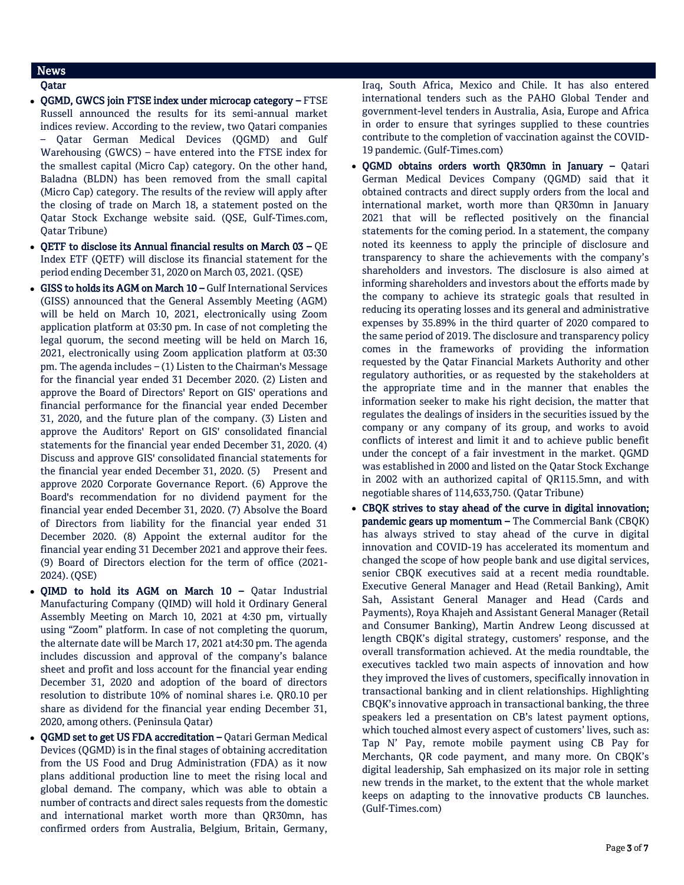## News

### Qatar

- **QGMD, GWCS join FTSE index under microcap category –** FTSE Russell announced the results for its semi-annual market indices review. According to the review, two Qatari companies – Qatar German Medical Devices (QGMD) and Gulf Warehousing (GWCS) – have entered into the FTSE index for the smallest capital (Micro Cap) category. On the other hand, Baladna (BLDN) has been removed from the small capital (Micro Cap) category. The results of the review will apply after the closing of trade on March 18, a statement posted on the Qatar Stock Exchange website said. (QSE, Gulf-Times.com, Qatar Tribune)
- **QETF to disclose its Annual financial results on March 03 –** QE Index ETF (QETF) will disclose its financial statement for the period ending December 31, 2020 on March 03, 2021. (QSE)
- **GISS to holds its AGM on March 10 –** Gulf International Services (GISS) announced that the General Assembly Meeting (AGM) will be held on March 10, 2021, electronically using Zoom application platform at 03:30 pm. In case of not completing the legal quorum, the second meeting will be held on March 16, 2021, electronically using Zoom application platform at 03:30 pm. The agenda includes – (1) Listen to the Chairman's Message for the financial year ended 31 December 2020. (2) Listen and approve the Board of Directors' Report on GIS' operations and financial performance for the financial year ended December 31, 2020, and the future plan of the company. (3) Listen and approve the Auditors' Report on GIS' consolidated financial statements for the financial year ended December 31, 2020. (4) Discuss and approve GIS' consolidated financial statements for the financial year ended December 31, 2020. (5) Present and approve 2020 Corporate Governance Report. (6) Approve the Board's recommendation for no dividend payment for the financial year ended December 31, 2020. (7) Absolve the Board of Directors from liability for the financial year ended 31 December 2020. (8) Appoint the external auditor for the financial year ending 31 December 2021 and approve their fees. (9) Board of Directors election for the term of office (2021-2024). (QSE)
- **QIMD to hold its AGM on March 10 –** Qatar Industrial Manufacturing Company (QIMD) will hold it Ordinary General Assembly Meeting on March 10, 2021 at 4:30 pm, virtually using "Zoom" platform. In case of not completing the quorum, the alternate date will be March 17, 2021 at4:30 pm. The agenda includes discussion and approval of the company's balance sheet and profit and loss account for the financial year ending December 31, 2020 and adoption of the board of directors resolution to distribute 10% of nominal shares i.e. QR0.10 per share as dividend for the financial year ending December 31, 2020, among others. (Peninsula Qatar)
- **QGMD set to get US FDA accreditation –** Qatari German Medical Devices (QGMD) is in the final stages of obtaining accreditation from the US Food and Drug Administration (FDA) as it now plans additional production line to meet the rising local and global demand. The company, which was able to obtain a number of contracts and direct sales requests from the domestic and international market worth more than QR30mn, has confirmed orders from Australia, Belgium, Britain, Germany, Iraq, South Africa, Mexico and Chile. It has also entered international tenders such as the PAHO Global Tender and government-level tenders in Australia, Asia, Europe and Africa in order to ensure that syringes supplied to these countries contribute to the completion of vaccination against the COVID-19 pandemic. (Gulf-Times.com)
- **QGMD obtains orders worth QR30mn in January –** Qatari German Medical Devices Company (QGMD) said that it obtained contracts and direct supply orders from the local and international market, worth more than QR30mn in January 2021 that will be reflected positively on the financial statements for the coming period. In a statement, the company noted its keenness to apply the principle of disclosure and transparency to share the achievements with the company's shareholders and investors. The disclosure is also aimed at informing shareholders and investors about the efforts made by the company to achieve its strategic goals that resulted in reducing its operating losses and its general and administrative expenses by 35.89% in the third quarter of 2020 compared to the same period of 2019. The disclosure and transparency policy comes in the frameworks of providing the information requested by the Qatar Financial Markets Authority and other regulatory authorities, or as requested by the stakeholders at the appropriate time and in the manner that enables the information seeker to make his right decision, the matter that regulates the dealings of insiders in the securities issued by the company or any company of its group, and works to avoid conflicts of interest and limit it and to achieve public benefit under the concept of a fair investment in the market. QGMD was established in 2000 and listed on the Qatar Stock Exchange in 2002 with an authorized capital of QR115.5mn, and with negotiable shares of 114,633,750. (Qatar Tribune)
- **CBQK strives to stay ahead of the curve in digital innovation; pandemic gears up momentum –** The Commercial Bank (CBQK) has always strived to stay ahead of the curve in digital innovation and COVID-19 has accelerated its momentum and changed the scope of how people bank and use digital services, senior CBQK executives said at a recent media roundtable. Executive General Manager and Head (Retail Banking), Amit Sah, Assistant General Manager and Head (Cards and Payments), Roya Khajeh and Assistant General Manager (Retail and Consumer Banking), Martin Andrew Leong discussed at length CBQK's digital strategy, customers' response, and the overall transformation achieved. At the media roundtable, the executives tackled two main aspects of innovation and how they improved the lives of customers, specifically innovation in transactional banking and in client relationships. Highlighting CBQK's innovative approach in transactional banking, the three speakers led a presentation on CB's latest payment options, which touched almost every aspect of customers' lives, such as: Tap N' Pay, remote mobile payment using CB Pay for Merchants, QR code payment, and many more. On CBQK's digital leadership, Sah emphasized on its major role in setting new trends in the market, to the extent that the whole market keeps on adapting to the innovative products CB launches. (Gulf-Times.com)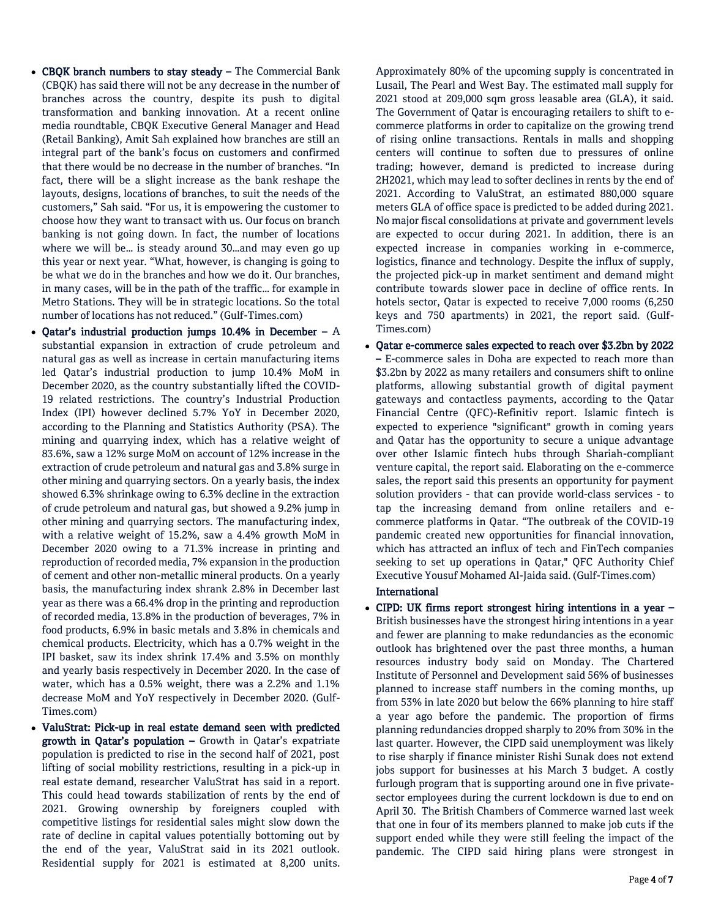- **CBQK branch numbers to stay steady –** The Commercial Bank (CBQK) has said there will not be any decrease in the number of branches across the country, despite its push to digital transformation and banking innovation. At a recent online media roundtable, CBQK Executive General Manager and Head (Retail Banking), Amit Sah explained how branches are still an integral part of the bank's focus on customers and confirmed that there would be no decrease in the number of branches. "In fact, there will be a slight increase as the bank reshape the layouts, designs, locations of branches, to suit the needs of the customers," Sah said. "For us, it is empowering the customer to choose how they want to transact with us. Our focus on branch banking is not going down. In fact, the number of locations where we will be… is steady around 30…and may even go up this year or next year. "What, however, is changing is going to be what we do in the branches and how we do it. Our branches, in many cases, will be in the path of the traffic… for example in Metro Stations. They will be in strategic locations. So the total number of locations has not reduced." (Gulf-Times.com)
- **Qatar's industrial production jumps 10.4% in December –** A substantial expansion in extraction of crude petroleum and natural gas as well as increase in certain manufacturing items led Qatar's industrial production to jump 10.4% MoM in December 2020, as the country substantially lifted the COVID-19 related restrictions. The country's Industrial Production Index (IPI) however declined 5.7% YoY in December 2020, according to the Planning and Statistics Authority (PSA). The mining and quarrying index, which has a relative weight of 83.6%, saw a 12% surge MoM on account of 12% increase in the extraction of crude petroleum and natural gas and 3.8% surge in other mining and quarrying sectors. On a yearly basis, the index showed 6.3% shrinkage owing to 6.3% decline in the extraction of crude petroleum and natural gas, but showed a 9.2% jump in other mining and quarrying sectors. The manufacturing index, with a relative weight of 15.2%, saw a 4.4% growth MoM in December 2020 owing to a 71.3% increase in printing and reproduction of recorded media, 7% expansion in the production of cement and other non-metallic mineral products. On a yearly basis, the manufacturing index shrank 2.8% in December last year as there was a 66.4% drop in the printing and reproduction of recorded media, 13.8% in the production of beverages, 7% in food products, 6.9% in basic metals and 3.8% in chemicals and chemical products. Electricity, which has a 0.7% weight in the IPI basket, saw its index shrink 17.4% and 3.5% on monthly and yearly basis respectively in December 2020. In the case of water, which has a 0.5% weight, there was a 2.2% and 1.1% decrease MoM and YoY respectively in December 2020. (Gulf-Times.com)
- **ValuStrat: Pick-up in real estate demand seen with predicted growth in Qatar's population –** Growth in Qatar's expatriate population is predicted to rise in the second half of 2021, post lifting of social mobility restrictions, resulting in a pick-up in real estate demand, researcher ValuStrat has said in a report. This could head towards stabilization of rents by the end of 2021. Growing ownership by foreigners coupled with competitive listings for residential sales might slow down the rate of decline in capital values potentially bottoming out by the end of the year, ValuStrat said in its 2021 outlook. Residential supply for 2021 is estimated at 8,200 units. Approximately 80% of the upcoming supply is concentrated in Lusail, The Pearl and West Bay. The estimated mall supply for 2021 stood at 209,000 sqm gross leasable area (GLA), it said. The Government of Qatar is encouraging retailers to shift to e-commerce platforms in order to capitalize on the growing trend of rising online transactions. Rentals in malls and shopping centers will continue to soften due to pressures of online trading; however, demand is predicted to increase during 2H2021, which may lead to softer declines in rents by the end of 2021. According to ValuStrat, an estimated 880,000 square meters GLA of office space is predicted to be added during 2021. No major fiscal consolidations at private and government levels are expected to occur during 2021. In addition, there is an expected increase in companies working in e-commerce, logistics, finance and technology. Despite the influx of supply, the projected pick-up in market sentiment and demand might contribute towards slower pace in decline of office rents. In hotels sector, Qatar is expected to receive 7,000 rooms (6,250 keys and 750 apartments) in 2021, the report said. (Gulf-Times.com)
- **Qatar e-commerce sales expected to reach over $3.2bn by 2022 –** E-commerce sales in Doha are expected to reach more than $3.2bn by 2022 as many retailers and consumers shift to online platforms, allowing substantial growth of digital payment gateways and contactless payments, according to the Qatar Financial Centre (QFC)-Refinitiv report. Islamic fintech is expected to experience "significant" growth in coming years and Qatar has the opportunity to secure a unique advantage over other Islamic fintech hubs through Shariah-compliant venture capital, the report said. Elaborating on the e-commerce sales, the report said this presents an opportunity for payment solution providers - that can provide world-class services - to tap the increasing demand from online retailers and e-commerce platforms in Qatar. "The outbreak of the COVID-19 pandemic created new opportunities for financial innovation, which has attracted an influx of tech and FinTech companies seeking to set up operations in Qatar," QFC Authority Chief Executive Yousuf Mohamed Al-Jaida said. (Gulf-Times.com)

### International

- **CIPD: UK firms report strongest hiring intentions in a year –** British businesses have the strongest hiring intentions in a year and fewer are planning to make redundancies as the economic outlook has brightened over the past three months, a human resources industry body said on Monday. The Chartered Institute of Personnel and Development said 56% of businesses planned to increase staff numbers in the coming months, up from 53% in late 2020 but below the 66% planning to hire staff a year ago before the pandemic. The proportion of firms planning redundancies dropped sharply to 20% from 30% in the last quarter. However, the CIPD said unemployment was likely to rise sharply if finance minister Rishi Sunak does not extend jobs support for businesses at his March 3 budget. A costly furlough program that is supporting around one in five private-sector employees during the current lockdown is due to end on April 30. The British Chambers of Commerce warned last week that one in four of its members planned to make job cuts if the support ended while they were still feeling the impact of the pandemic. The CIPD said hiring plans were strongest in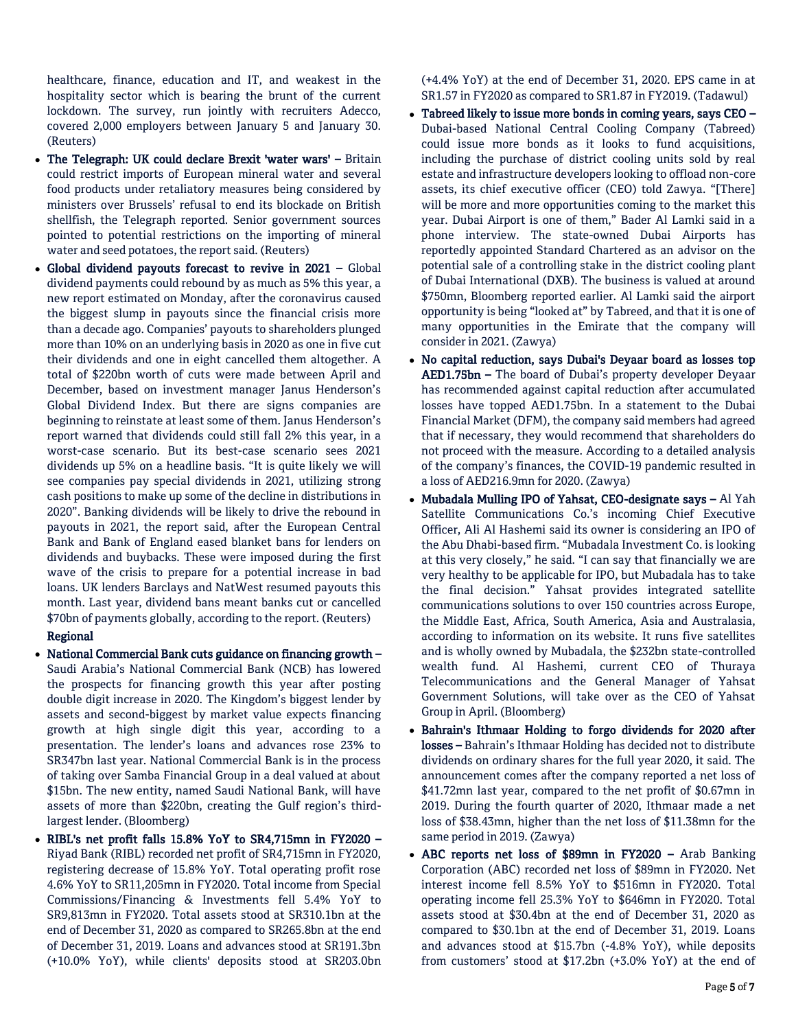healthcare, finance, education and IT, and weakest in the hospitality sector which is bearing the brunt of the current lockdown. The survey, run jointly with recruiters Adecco, covered 2,000 employers between January 5 and January 30. (Reuters)

- **The Telegraph: UK could declare Brexit 'water wars' –** Britain could restrict imports of European mineral water and several food products under retaliatory measures being considered by ministers over Brussels' refusal to end its blockade on British shellfish, the Telegraph reported. Senior government sources pointed to potential restrictions on the importing of mineral water and seed potatoes, the report said. (Reuters)
- **Global dividend payouts forecast to revive in 2021 –** Global dividend payments could rebound by as much as 5% this year, a new report estimated on Monday, after the coronavirus caused the biggest slump in payouts since the financial crisis more than a decade ago. Companies' payouts to shareholders plunged more than 10% on an underlying basis in 2020 as one in five cut their dividends and one in eight cancelled them altogether. A total of $220bn worth of cuts were made between April and December, based on investment manager Janus Henderson's Global Dividend Index. But there are signs companies are beginning to reinstate at least some of them. Janus Henderson's report warned that dividends could still fall 2% this year, in a worst-case scenario. But its best-case scenario sees 2021 dividends up 5% on a headline basis. "It is quite likely we will see companies pay special dividends in 2021, utilizing strong cash positions to make up some of the decline in distributions in 2020". Banking dividends will be likely to drive the rebound in payouts in 2021, the report said, after the European Central Bank and Bank of England eased blanket bans for lenders on dividends and buybacks. These were imposed during the first wave of the crisis to prepare for a potential increase in bad loans. UK lenders Barclays and NatWest resumed payouts this month. Last year, dividend bans meant banks cut or cancelled $70bn of payments globally, according to the report. (Reuters)

**Regional**

- **National Commercial Bank cuts guidance on financing growth –** Saudi Arabia's National Commercial Bank (NCB) has lowered the prospects for financing growth this year after posting double digit increase in 2020. The Kingdom's biggest lender by assets and second-biggest by market value expects financing growth at high single digit this year, according to a presentation. The lender's loans and advances rose 23% to SR347bn last year. National Commercial Bank is in the process of taking over Samba Financial Group in a deal valued at about $15bn. The new entity, named Saudi National Bank, will have assets of more than $220bn, creating the Gulf region's third-largest lender. (Bloomberg)
- **RIBL's net profit falls 15.8% YoY to SR4,715mn in FY2020 –** Riyad Bank (RIBL) recorded net profit of SR4,715mn in FY2020, registering decrease of 15.8% YoY. Total operating profit rose 4.6% YoY to SR11,205mn in FY2020. Total income from Special Commissions/Financing & Investments fell 5.4% YoY to SR9,813mn in FY2020. Total assets stood at SR310.1bn at the end of December 31, 2020 as compared to SR265.8bn at the end of December 31, 2019. Loans and advances stood at SR191.3bn (+10.0% YoY), while clients' deposits stood at SR203.0bn (+4.4% YoY) at the end of December 31, 2020. EPS came in at SR1.57 in FY2020 as compared to SR1.87 in FY2019. (Tadawul)
- **Tabreed likely to issue more bonds in coming years, says CEO –** Dubai-based National Central Cooling Company (Tabreed) could issue more bonds as it looks to fund acquisitions, including the purchase of district cooling units sold by real estate and infrastructure developers looking to offload non-core assets, its chief executive officer (CEO) told Zawya. "[There] will be more and more opportunities coming to the market this year. Dubai Airport is one of them," Bader Al Lamki said in a phone interview. The state-owned Dubai Airports has reportedly appointed Standard Chartered as an advisor on the potential sale of a controlling stake in the district cooling plant of Dubai International (DXB). The business is valued at around $750mn, Bloomberg reported earlier. Al Lamki said the airport opportunity is being "looked at" by Tabreed, and that it is one of many opportunities in the Emirate that the company will consider in 2021. (Zawya)
- **No capital reduction, says Dubai's Deyaar board as losses top AED1.75bn –** The board of Dubai's property developer Deyaar has recommended against capital reduction after accumulated losses have topped AED1.75bn. In a statement to the Dubai Financial Market (DFM), the company said members had agreed that if necessary, they would recommend that shareholders do not proceed with the measure. According to a detailed analysis of the company's finances, the COVID-19 pandemic resulted in a loss of AED216.9mn for 2020. (Zawya)
- **Mubadala Mulling IPO of Yahsat, CEO-designate says –** Al Yah Satellite Communications Co.'s incoming Chief Executive Officer, Ali Al Hashemi said its owner is considering an IPO of the Abu Dhabi-based firm. "Mubadala Investment Co. is looking at this very closely," he said. "I can say that financially we are very healthy to be applicable for IPO, but Mubadala has to take the final decision." Yahsat provides integrated satellite communications solutions to over 150 countries across Europe, the Middle East, Africa, South America, Asia and Australasia, according to information on its website. It runs five satellites and is wholly owned by Mubadala, the $232bn state-controlled wealth fund. Al Hashemi, current CEO of Thuraya Telecommunications and the General Manager of Yahsat Government Solutions, will take over as the CEO of Yahsat Group in April. (Bloomberg)
- **Bahrain's Ithmaar Holding to forgo dividends for 2020 after losses –** Bahrain's Ithmaar Holding has decided not to distribute dividends on ordinary shares for the full year 2020, it said. The announcement comes after the company reported a net loss of $41.72mn last year, compared to the net profit of $0.67mn in 2019. During the fourth quarter of 2020, Ithmaar made a net loss of $38.43mn, higher than the net loss of $11.38mn for the same period in 2019. (Zawya)
- **ABC reports net loss of $89mn in FY2020 –** Arab Banking Corporation (ABC) recorded net loss of $89mn in FY2020. Net interest income fell 8.5% YoY to $516mn in FY2020. Total operating income fell 25.3% YoY to $646mn in FY2020. Total assets stood at $30.4bn at the end of December 31, 2020 as compared to $30.1bn at the end of December 31, 2019. Loans and advances stood at $15.7bn (-4.8% YoY), while deposits from customers' stood at $17.2bn (+3.0% YoY) at the end of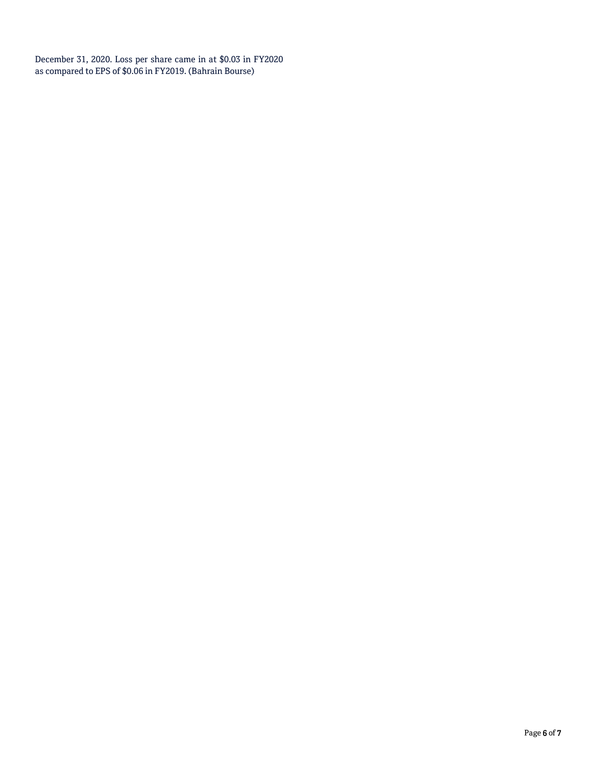December 31, 2020. Loss per share came in at $0.03 in FY2020 as compared to EPS of $0.06 in FY2019. (Bahrain Bourse)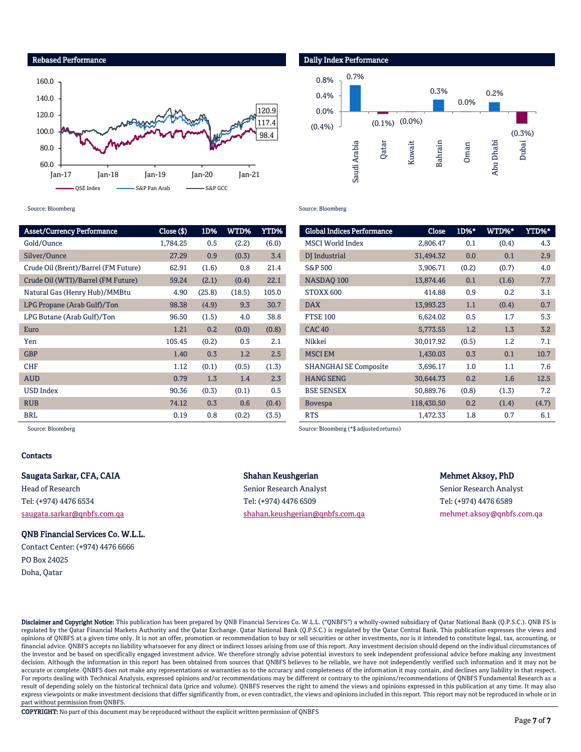### Rebased Performance

160.0
140.0
120.0
100.0
80.0
60.0

Jan-17 Jan-18 Jan-19 Jan-20 Jan-21

120.9
117.4
98.4

QSE Index S&P Pan Arab S&P GCC

Source: Bloomberg

### Daily Index Performance

0.8%
0.4%
0.0%
(0.4%)

0.7% (0.1%) (0.0%) 0.3% 0.0% 0.2% (0.3%)

Saudi Arabia Qatar Kuwait Bahrain Oman Abu Dhabi Dubai

Source: Bloomberg

| Asset/Currency Performance | Close ($) | 1D% | WTD% | YTD% |
|---|---|---|---|---|
| Gold/Ounce | 1,784.25 | 0.5 | (2.2) | (6.0) |
| Silver/Ounce | 27.29 | 0.9 | (0.3) | 3.4 |
| Crude Oil (Brent)/Barrel (FM Future) | 62.91 | (1.6) | 0.8 | 21.4 |
| Crude Oil (WTI)/Barrel (FM Future) | 59.24 | (2.1) | (0.4) | 22.1 |
| Natural Gas (Henry Hub)/MMBtu | 4.90 | (25.8) | (18.5) | 105.0 |
| LPG Propane (Arab Gulf)/Ton | 98.38 | (4.9) | 9.3 | 30.7 |
| LPG Butane (Arab Gulf)/Ton | 96.50 | (1.5) | 4.0 | 38.8 |
| Euro | 1.21 | 0.2 | (0.0) | (0.8) |
| Yen | 105.45 | (0.2) | 0.5 | 2.1 |
| GBP | 1.40 | 0.3 | 1.2 | 2.5 |
| CHF | 1.12 | (0.1) | (0.5) | (1.3) |
| AUD | 0.79 | 1.3 | 1.4 | 2.3 |
| USD Index | 90.36 | (0.3) | (0.1) | 0.5 |
| RUB | 74.12 | 0.3 | 0.6 | (0.4) |
| BRL | 0.19 | 0.8 | (0.2) | (3.5) |

Source: Bloomberg

| Global Indices Performance | Close | 1D%* | WTD%* | YTD%* |
|---|---|---|---|---|
| MSCI World Index | 2,806.47 | 0.1 | (0.4) | 4.3 |
| DJ Industrial | 31,494.32 | 0.0 | 0.1 | 2.9 |
| S&P 500 | 3,906.71 | (0.2) | (0.7) | 4.0 |
| NASDAQ 100 | 13,874.46 | 0.1 | (1.6) | 7.7 |
| STOXX 600 | 414.88 | 0.9 | 0.2 | 3.1 |
| DAX | 13,993.23 | 1.1 | (0.4) | 0.7 |
| FTSE 100 | 6,624.02 | 0.5 | 1.7 | 5.3 |
| CAC 40 | 5,773.55 | 1.2 | 1.3 | 3.2 |
| Nikkei | 30,017.92 | (0.5) | 1.2 | 7.1 |
| MSCI EM | 1,430.03 | 0.3 | 0.1 | 10.7 |
| SHANGHAI SE Composite | 3,696.17 | 1.0 | 1.1 | 7.6 |
| HANG SENG | 30,644.73 | 0.2 | 1.6 | 12.5 |
| BSE SENSEX | 50,889.76 | (0.8) | (1.3) | 7.2 |
| Bovespa | 118,430.50 | 0.2 | (1.4) | (4.7) |
| RTS | 1,472.33 | 1.8 | 0.7 | 6.1 |

Source: Bloomberg (*$ adjusted returns)

### Contacts

**Saugata Sarkar, CFA, CAIA**
Head of Research
Tel: (+974) 4476 6534
saugata.sarkar@qnbfs.com.qa

**Shahan Keushgerian**
Senior Research Analyst
Tel: (+974) 4476 6509
shahan.keushgerian@qnbfs.com.qa

**Mehmet Aksoy, PhD**
Senior Research Analyst
Tel: (+974) 4476 6589
mehmet.aksoy@qnbfs.com.qa

**QNB Financial Services Co. W.L.L.**
Contact Center: (+974) 4476 6666
PO Box 24025
Doha, Qatar

**Disclaimer and Copyright Notice:** This publication has been prepared by QNB Financial Services Co. W.L.L. ("QNBFS") a wholly-owned subsidiary of Qatar National Bank (Q.P.S.C.). QNB FS is regulated by the Qatar Financial Markets Authority and the Qatar Exchange. Qatar National Bank (Q.P.S.C.) is regulated by the Qatar Central Bank. This publication expresses the views and opinions of QNBFS at a given time only. It is not an offer, promotion or recommendation to buy or sell securities or other investments, nor is it intended to constitute legal, tax, accounting, or financial advice. QNBFS accepts no liability whatsoever for any direct or indirect losses arising from use of this report. Any investment decision should depend on the individual circumstances of the investor and be based on specifically engaged investment advice. We therefore strongly advise potential investors to seek independent professional advice before making any investment decision. Although the information in this report has been obtained from sources that QNBFS believes to be reliable, we have not independently verified such information and it may not be accurate or complete. QNBFS does not make any representations or warranties as to the accuracy and completeness of the information it may contain, and declines any liability in that respect. For reports dealing with Technical Analysis, expressed opinions and/or recommendations may be different or contrary to the opinions/recommendations of QNBFS Fundamental Research as a result of depending solely on the historical technical data (price and volume). QNBFS reserves the right to amend the views and opinions expressed in this publication at any time. It may also express viewpoints or make investment decisions that differ significantly from, or even contradict, the views and opinions included in this report. This report may not be reproduced in whole or in part without permission from QNBFS.

**COPYRIGHT:** No part of this document may be reproduced without the explicit written permission of QNBFS